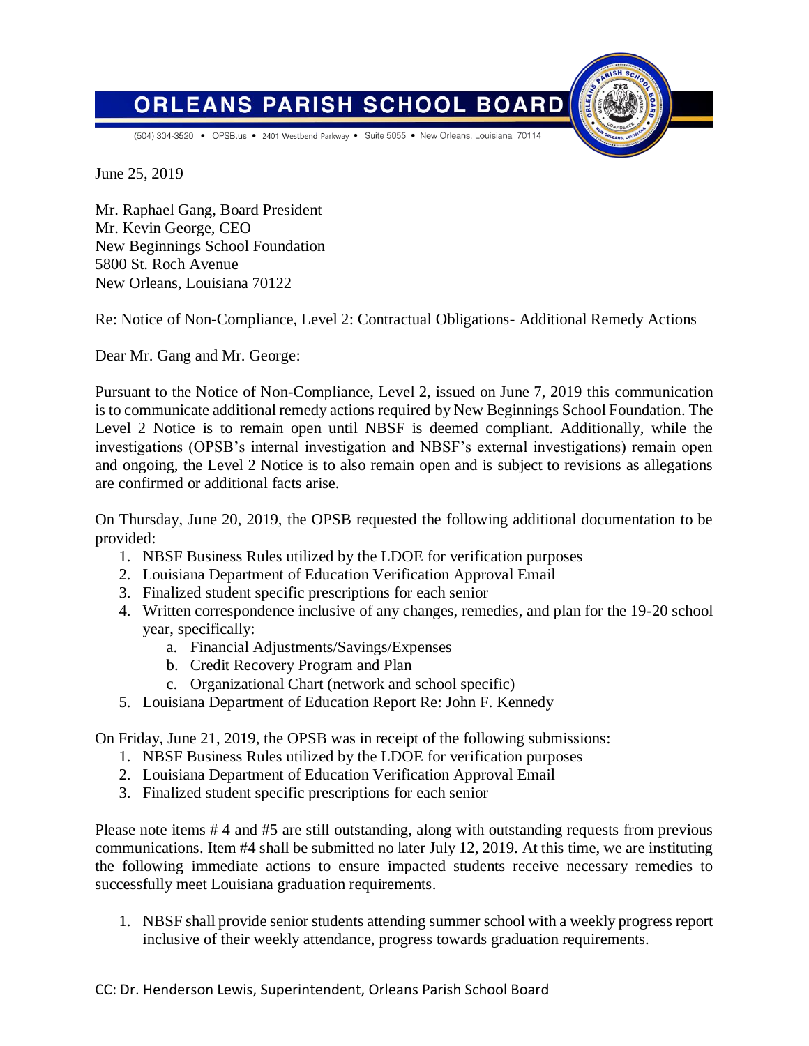# ORLEANS PARISH SCHOOL BOARD

(504) 304-3520 • OPSB.us • 2401 Westbend Parkway • Suite 5055 • New Orleans, Louisiana 70114

June 25, 2019

Mr. Raphael Gang, Board President
Mr. Kevin George, CEO
New Beginnings School Foundation
5800 St. Roch Avenue
New Orleans, Louisiana 70122

Re: Notice of Non-Compliance, Level 2: Contractual Obligations- Additional Remedy Actions

Dear Mr. Gang and Mr. George:

Pursuant to the Notice of Non-Compliance, Level 2, issued on June 7, 2019 this communication is to communicate additional remedy actions required by New Beginnings School Foundation. The Level 2 Notice is to remain open until NBSF is deemed compliant. Additionally, while the investigations (OPSB's internal investigation and NBSF's external investigations) remain open and ongoing, the Level 2 Notice is to also remain open and is subject to revisions as allegations are confirmed or additional facts arise.

On Thursday, June 20, 2019, the OPSB requested the following additional documentation to be provided:

1. NBSF Business Rules utilized by the LDOE for verification purposes
2. Louisiana Department of Education Verification Approval Email
3. Finalized student specific prescriptions for each senior
4. Written correspondence inclusive of any changes, remedies, and plan for the 19-20 school year, specifically:
   a. Financial Adjustments/Savings/Expenses
   b. Credit Recovery Program and Plan
   c. Organizational Chart (network and school specific)
5. Louisiana Department of Education Report Re: John F. Kennedy

On Friday, June 21, 2019, the OPSB was in receipt of the following submissions:

1. NBSF Business Rules utilized by the LDOE for verification purposes
2. Louisiana Department of Education Verification Approval Email
3. Finalized student specific prescriptions for each senior

Please note items # 4 and #5 are still outstanding, along with outstanding requests from previous communications. Item #4 shall be submitted no later July 12, 2019. At this time, we are instituting the following immediate actions to ensure impacted students receive necessary remedies to successfully meet Louisiana graduation requirements.

1. NBSF shall provide senior students attending summer school with a weekly progress report inclusive of their weekly attendance, progress towards graduation requirements.

CC: Dr. Henderson Lewis, Superintendent, Orleans Parish School Board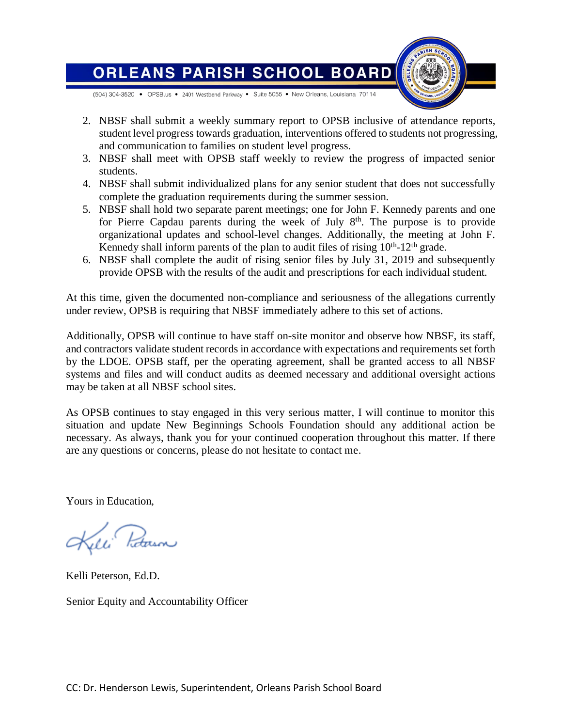2. NBSF shall submit a weekly summary report to OPSB inclusive of attendance reports, student level progress towards graduation, interventions offered to students not progressing, and communication to families on student level progress.
3. NBSF shall meet with OPSB staff weekly to review the progress of impacted senior students.
4. NBSF shall submit individualized plans for any senior student that does not successfully complete the graduation requirements during the summer session.
5. NBSF shall hold two separate parent meetings; one for John F. Kennedy parents and one for Pierre Capdau parents during the week of July 8th. The purpose is to provide organizational updates and school-level changes. Additionally, the meeting at John F. Kennedy shall inform parents of the plan to audit files of rising 10th-12th grade.
6. NBSF shall complete the audit of rising senior files by July 31, 2019 and subsequently provide OPSB with the results of the audit and prescriptions for each individual student.

At this time, given the documented non-compliance and seriousness of the allegations currently under review, OPSB is requiring that NBSF immediately adhere to this set of actions.

Additionally, OPSB will continue to have staff on-site monitor and observe how NBSF, its staff, and contractors validate student records in accordance with expectations and requirements set forth by the LDOE. OPSB staff, per the operating agreement, shall be granted access to all NBSF systems and files and will conduct audits as deemed necessary and additional oversight actions may be taken at all NBSF school sites.

As OPSB continues to stay engaged in this very serious matter, I will continue to monitor this situation and update New Beginnings Schools Foundation should any additional action be necessary. As always, thank you for your continued cooperation throughout this matter. If there are any questions or concerns, please do not hesitate to contact me.

Yours in Education,

Kelli Peterson, Ed.D.

Senior Equity and Accountability Officer

CC: Dr. Henderson Lewis, Superintendent, Orleans Parish School Board